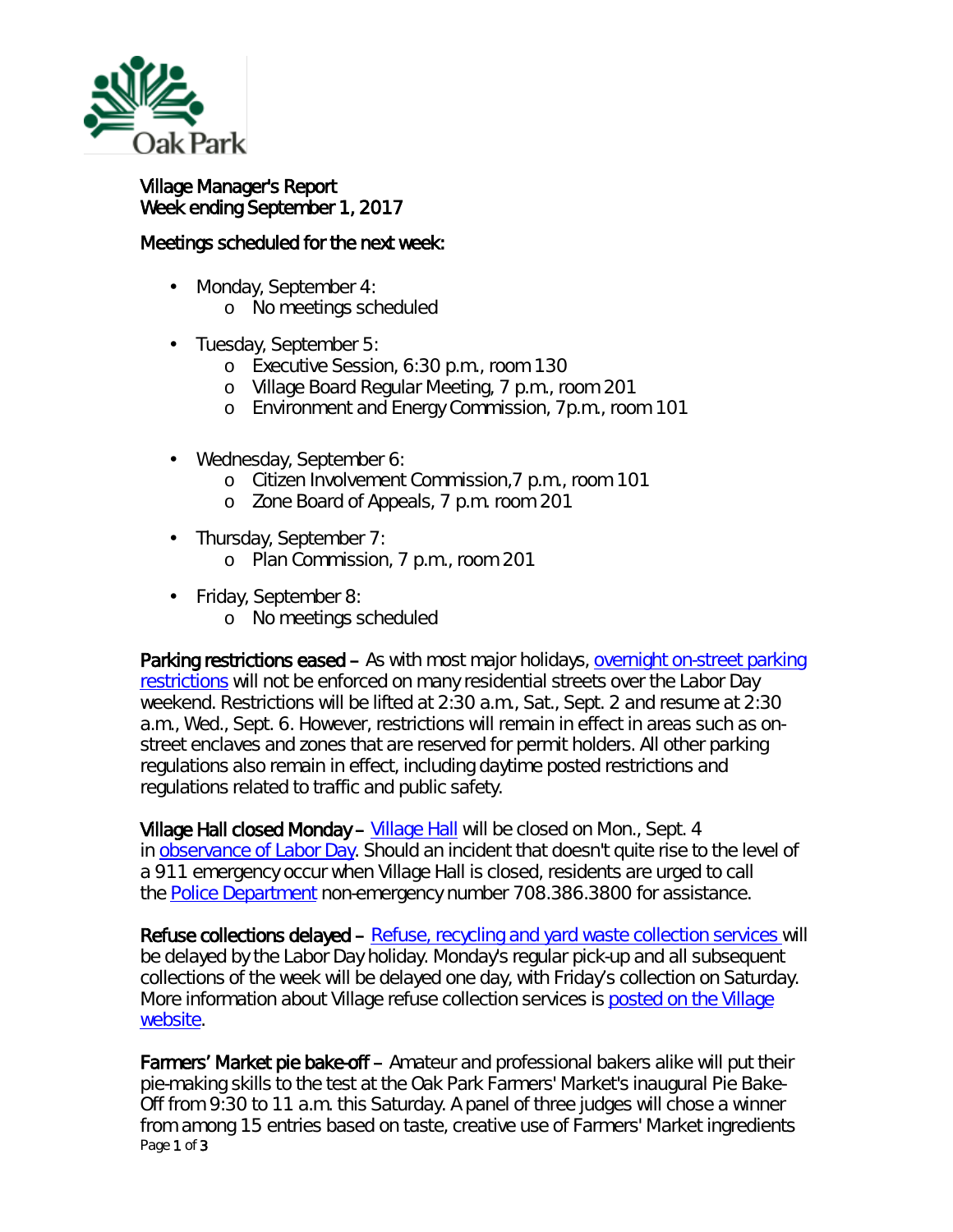Oak Park

Village Manager's Report
Week ending September 1, 2017

Meetings scheduled for the next week:

- Monday, September 4:
    - No meetings scheduled
- Tuesday, September 5:
    - Executive Session, 6:30 p.m., room 130
    - Village Board Regular Meeting, 7 p.m., room 201
    - Environment and Energy Commission, 7p.m., room 101
- Wednesday, September 6:
    - Citizen Involvement Commission,7 p.m., room 101
    - Zone Board of Appeals, 7 p.m. room 201
- Thursday, September 7:
    - Plan Commission, 7 p.m., room 201
- Friday, September 8:
    - No meetings scheduled

**Parking restrictions eased –** As with most major holidays, overnight on-street parking restrictions will not be enforced on many residential streets over the Labor Day weekend. Restrictions will be lifted at 2:30 a.m., Sat., Sept. 2 and resume at 2:30 a.m., Wed., Sept. 6. However, restrictions will remain in effect in areas such as on-street enclaves and zones that are reserved for permit holders. All other parking regulations also remain in effect, including daytime posted restrictions and regulations related to traffic and public safety.

**Village Hall closed Monday –** Village Hall will be closed on Mon., Sept. 4 in observance of Labor Day. Should an incident that doesn't quite rise to the level of a 911 emergency occur when Village Hall is closed, residents are urged to call the Police Department non-emergency number 708.386.3800 for assistance.

**Refuse collections delayed –** Refuse, recycling and yard waste collection services will be delayed by the Labor Day holiday. Monday's regular pick-up and all subsequent collections of the week will be delayed one day, with Friday's collection on Saturday. More information about Village refuse collection services is posted on the Village website.

**Farmers' Market pie bake-off –** Amateur and professional bakers alike will put their pie-making skills to the test at the Oak Park Farmers' Market's inaugural Pie Bake-Off from 9:30 to 11 a.m. this Saturday. A panel of three judges will chose a winner from among 15 entries based on taste, creative use of Farmers' Market ingredients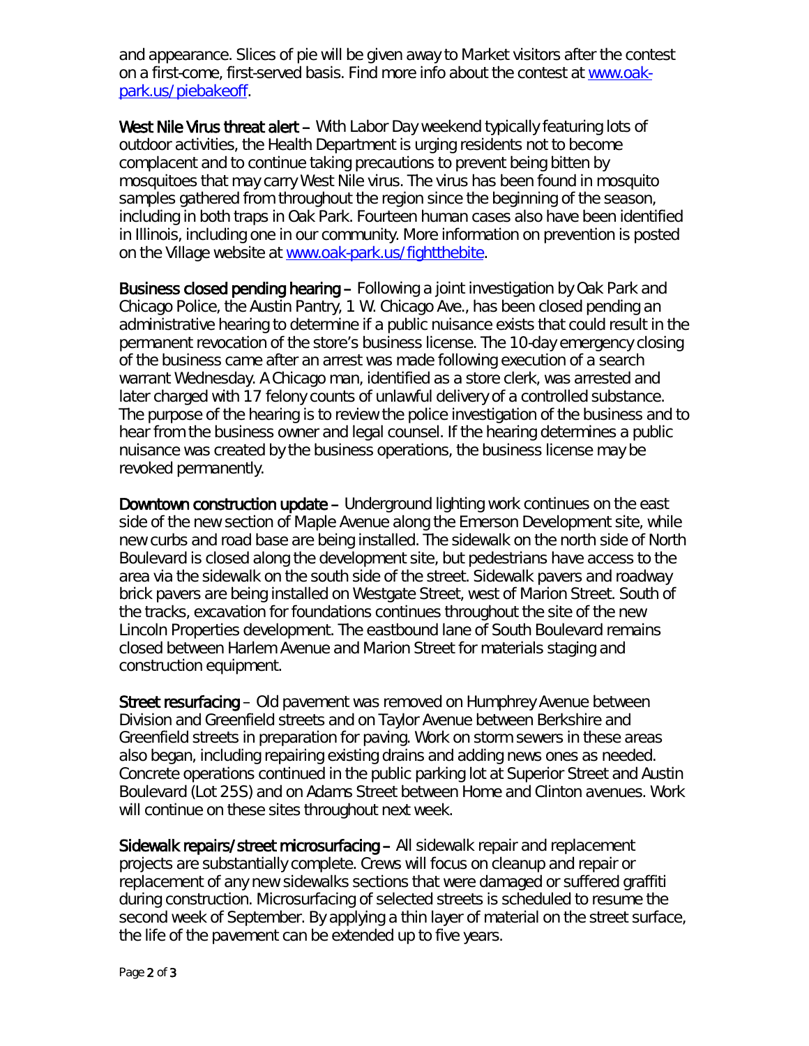and appearance. Slices of pie will be given away to Market visitors after the contest on a first-come, first-served basis. Find more info about the contest at [www.oak-park.us/piebakeoff](http://www.oak-park.us/piebakeoff).

**West Nile Virus threat alert** – With Labor Day weekend typically featuring lots of outdoor activities, the Health Department is urging residents not to become complacent and to continue taking precautions to prevent being bitten by mosquitoes that may carry West Nile virus. The virus has been found in mosquito samples gathered from throughout the region since the beginning of the season, including in both traps in Oak Park. Fourteen human cases also have been identified in Illinois, including one in our community. More information on prevention is posted on the Village website at [www.oak-park.us/fightthebite](http://www.oak-park.us/fightthebite).

**Business closed pending hearing** – Following a joint investigation by Oak Park and Chicago Police, the Austin Pantry, 1 W. Chicago Ave., has been closed pending an administrative hearing to determine if a public nuisance exists that could result in the permanent revocation of the store's business license. The 10-day emergency closing of the business came after an arrest was made following execution of a search warrant Wednesday. A Chicago man, identified as a store clerk, was arrested and later charged with 17 felony counts of unlawful delivery of a controlled substance. The purpose of the hearing is to review the police investigation of the business and to hear from the business owner and legal counsel. If the hearing determines a public nuisance was created by the business operations, the business license may be revoked permanently.

**Downtown construction update** – Underground lighting work continues on the east side of the new section of Maple Avenue along the Emerson Development site, while new curbs and road base are being installed. The sidewalk on the north side of North Boulevard is closed along the development site, but pedestrians have access to the area via the sidewalk on the south side of the street. Sidewalk pavers and roadway brick pavers are being installed on Westgate Street, west of Marion Street. South of the tracks, excavation for foundations continues throughout the site of the new Lincoln Properties development. The eastbound lane of South Boulevard remains closed between Harlem Avenue and Marion Street for materials staging and construction equipment.

**Street resurfacing** – Old pavement was removed on Humphrey Avenue between Division and Greenfield streets and on Taylor Avenue between Berkshire and Greenfield streets in preparation for paving. Work on storm sewers in these areas also began, including repairing existing drains and adding news ones as needed. Concrete operations continued in the public parking lot at Superior Street and Austin Boulevard (Lot 25S) and on Adams Street between Home and Clinton avenues. Work will continue on these sites throughout next week.

**Sidewalk repairs/street microsurfacing** – All sidewalk repair and replacement projects are substantially complete. Crews will focus on cleanup and repair or replacement of any new sidewalks sections that were damaged or suffered graffiti during construction. Microsurfacing of selected streets is scheduled to resume the second week of September. By applying a thin layer of material on the street surface, the life of the pavement can be extended up to five years.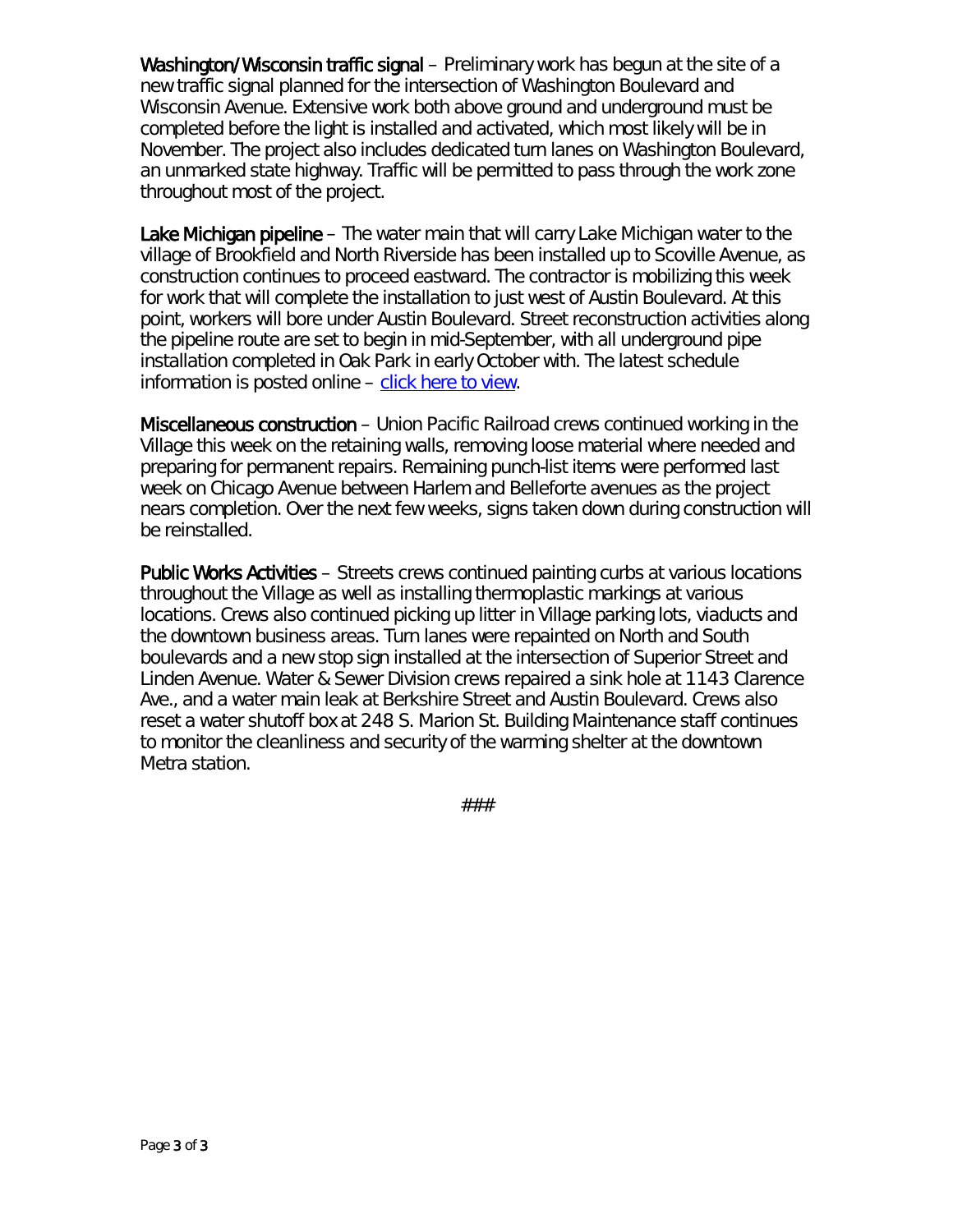**Washington/Wisconsin traffic signal** – Preliminary work has begun at the site of a new traffic signal planned for the intersection of Washington Boulevard and Wisconsin Avenue. Extensive work both above ground and underground must be completed before the light is installed and activated, which most likely will be in November. The project also includes dedicated turn lanes on Washington Boulevard, an unmarked state highway. Traffic will be permitted to pass through the work zone throughout most of the project.

**Lake Michigan pipeline** – The water main that will carry Lake Michigan water to the village of Brookfield and North Riverside has been installed up to Scoville Avenue, as construction continues to proceed eastward. The contractor is mobilizing this week for work that will complete the installation to just west of Austin Boulevard. At this point, workers will bore under Austin Boulevard. Street reconstruction activities along the pipeline route are set to begin in mid-September, with all underground pipe installation completed in Oak Park in early October with. The latest schedule information is posted online – click here to view.

**Miscellaneous construction** – Union Pacific Railroad crews continued working in the Village this week on the retaining walls, removing loose material where needed and preparing for permanent repairs. Remaining punch-list items were performed last week on Chicago Avenue between Harlem and Belleforte avenues as the project nears completion. Over the next few weeks, signs taken down during construction will be reinstalled.

**Public Works Activities** – Streets crews continued painting curbs at various locations throughout the Village as well as installing thermoplastic markings at various locations. Crews also continued picking up litter in Village parking lots, viaducts and the downtown business areas. Turn lanes were repainted on North and South boulevards and a new stop sign installed at the intersection of Superior Street and Linden Avenue. Water & Sewer Division crews repaired a sink hole at 1143 Clarence Ave., and a water main leak at Berkshire Street and Austin Boulevard. Crews also reset a water shutoff box at 248 S. Marion St. Building Maintenance staff continues to monitor the cleanliness and security of the warming shelter at the downtown Metra station.

###